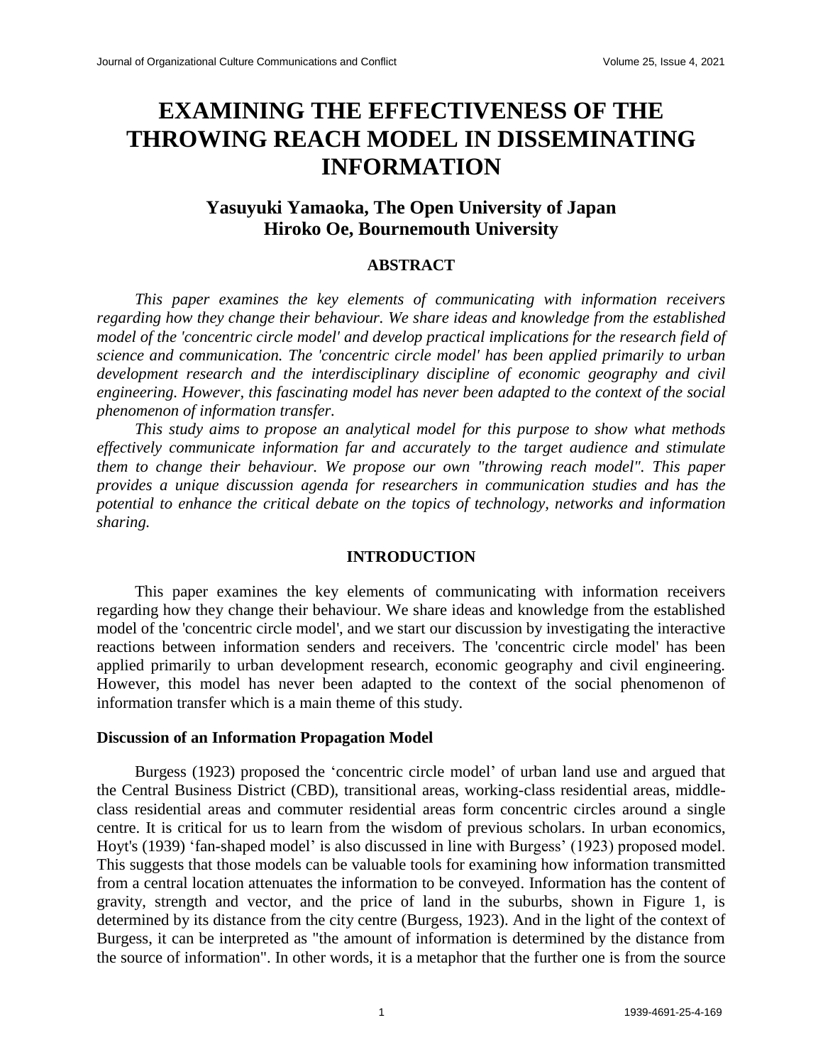# EXAMINING THE EFFECTIVENESS OF THE THROWING REACH MODEL IN DISSEMINATING INFORMATION

**Yasuyuki Yamaoka, The Open University of Japan**
**Hiroko Oe, Bournemouth University**

## ABSTRACT

*This paper examines the key elements of communicating with information receivers regarding how they change their behaviour. We share ideas and knowledge from the established model of the 'concentric circle model' and develop practical implications for the research field of science and communication. The 'concentric circle model' has been applied primarily to urban development research and the interdisciplinary discipline of economic geography and civil engineering. However, this fascinating model has never been adapted to the context of the social phenomenon of information transfer.*

*This study aims to propose an analytical model for this purpose to show what methods effectively communicate information far and accurately to the target audience and stimulate them to change their behaviour. We propose our own "throwing reach model". This paper provides a unique discussion agenda for researchers in communication studies and has the potential to enhance the critical debate on the topics of technology, networks and information sharing.*

## INTRODUCTION

This paper examines the key elements of communicating with information receivers regarding how they change their behaviour. We share ideas and knowledge from the established model of the 'concentric circle model', and we start our discussion by investigating the interactive reactions between information senders and receivers. The 'concentric circle model' has been applied primarily to urban development research, economic geography and civil engineering. However, this model has never been adapted to the context of the social phenomenon of information transfer which is a main theme of this study.

### Discussion of an Information Propagation Model

Burgess (1923) proposed the 'concentric circle model' of urban land use and argued that the Central Business District (CBD), transitional areas, working-class residential areas, middle-class residential areas and commuter residential areas form concentric circles around a single centre. It is critical for us to learn from the wisdom of previous scholars. In urban economics, Hoyt's (1939) 'fan-shaped model' is also discussed in line with Burgess' (1923) proposed model. This suggests that those models can be valuable tools for examining how information transmitted from a central location attenuates the information to be conveyed. Information has the content of gravity, strength and vector, and the price of land in the suburbs, shown in Figure 1, is determined by its distance from the city centre (Burgess, 1923). And in the light of the context of Burgess, it can be interpreted as "the amount of information is determined by the distance from the source of information". In other words, it is a metaphor that the further one is from the source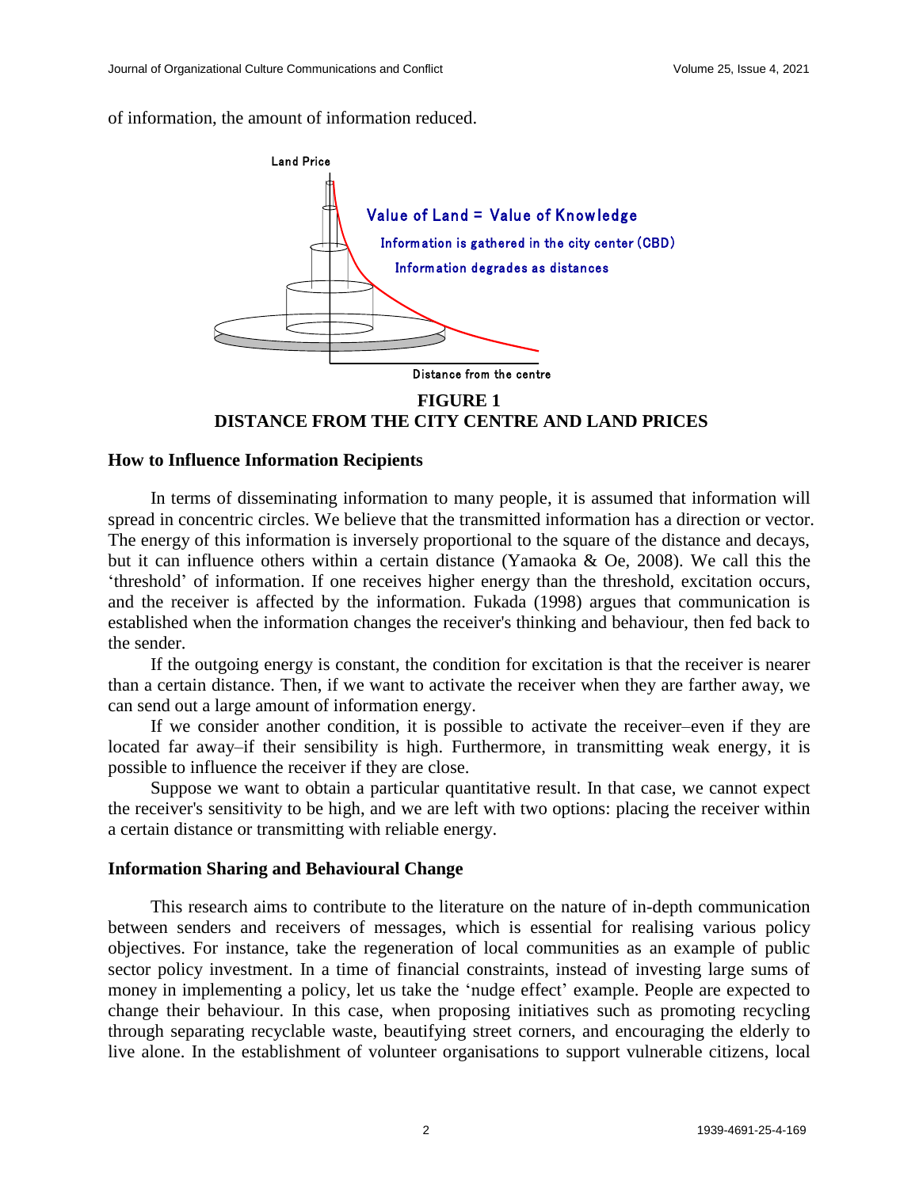of information, the amount of information reduced.

**FIGURE 1**
**DISTANCE FROM THE CITY CENTRE AND LAND PRICES**

### How to Influence Information Recipients

In terms of disseminating information to many people, it is assumed that information will spread in concentric circles. We believe that the transmitted information has a direction or vector. The energy of this information is inversely proportional to the square of the distance and decays, but it can influence others within a certain distance (Yamaoka & Oe, 2008). We call this the 'threshold' of information. If one receives higher energy than the threshold, excitation occurs, and the receiver is affected by the information. Fukada (1998) argues that communication is established when the information changes the receiver's thinking and behaviour, then fed back to the sender.

If the outgoing energy is constant, the condition for excitation is that the receiver is nearer than a certain distance. Then, if we want to activate the receiver when they are farther away, we can send out a large amount of information energy.

If we consider another condition, it is possible to activate the receiver–even if they are located far away–if their sensibility is high. Furthermore, in transmitting weak energy, it is possible to influence the receiver if they are close.

Suppose we want to obtain a particular quantitative result. In that case, we cannot expect the receiver's sensitivity to be high, and we are left with two options: placing the receiver within a certain distance or transmitting with reliable energy.

### Information Sharing and Behavioural Change

This research aims to contribute to the literature on the nature of in-depth communication between senders and receivers of messages, which is essential for realising various policy objectives. For instance, take the regeneration of local communities as an example of public sector policy investment. In a time of financial constraints, instead of investing large sums of money in implementing a policy, let us take the 'nudge effect' example. People are expected to change their behaviour. In this case, when proposing initiatives such as promoting recycling through separating recyclable waste, beautifying street corners, and encouraging the elderly to live alone. In the establishment of volunteer organisations to support vulnerable citizens, local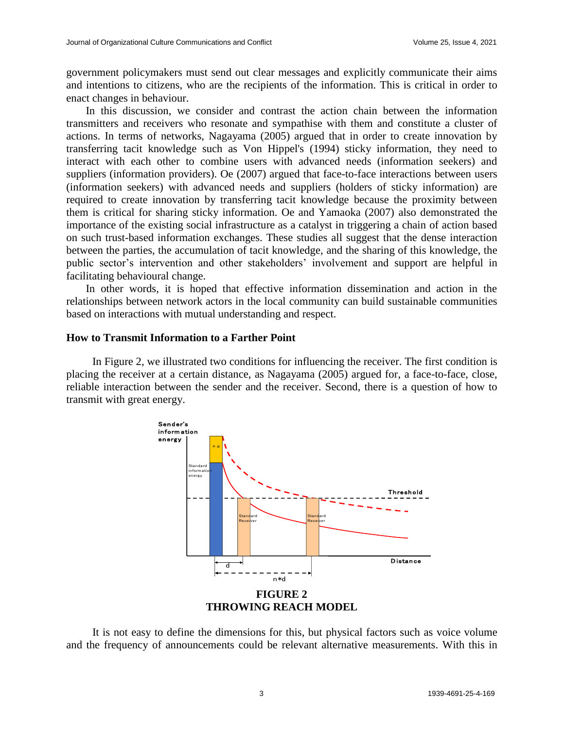government policymakers must send out clear messages and explicitly communicate their aims and intentions to citizens, who are the recipients of the information. This is critical in order to enact changes in behaviour.

In this discussion, we consider and contrast the action chain between the information transmitters and receivers who resonate and sympathise with them and constitute a cluster of actions. In terms of networks, Nagayama (2005) argued that in order to create innovation by transferring tacit knowledge such as Von Hippel's (1994) sticky information, they need to interact with each other to combine users with advanced needs (information seekers) and suppliers (information providers). Oe (2007) argued that face-to-face interactions between users (information seekers) with advanced needs and suppliers (holders of sticky information) are required to create innovation by transferring tacit knowledge because the proximity between them is critical for sharing sticky information. Oe and Yamaoka (2007) also demonstrated the importance of the existing social infrastructure as a catalyst in triggering a chain of action based on such trust-based information exchanges. These studies all suggest that the dense interaction between the parties, the accumulation of tacit knowledge, and the sharing of this knowledge, the public sector's intervention and other stakeholders' involvement and support are helpful in facilitating behavioural change.

In other words, it is hoped that effective information dissemination and action in the relationships between network actors in the local community can build sustainable communities based on interactions with mutual understanding and respect.

## How to Transmit Information to a Farther Point

In Figure 2, we illustrated two conditions for influencing the receiver. The first condition is placing the receiver at a certain distance, as Nagayama (2005) argued for, a face-to-face, close, reliable interaction between the sender and the receiver. Second, there is a question of how to transmit with great energy.

**FIGURE 2**
**THROWING REACH MODEL**

It is not easy to define the dimensions for this, but physical factors such as voice volume and the frequency of announcements could be relevant alternative measurements. With this in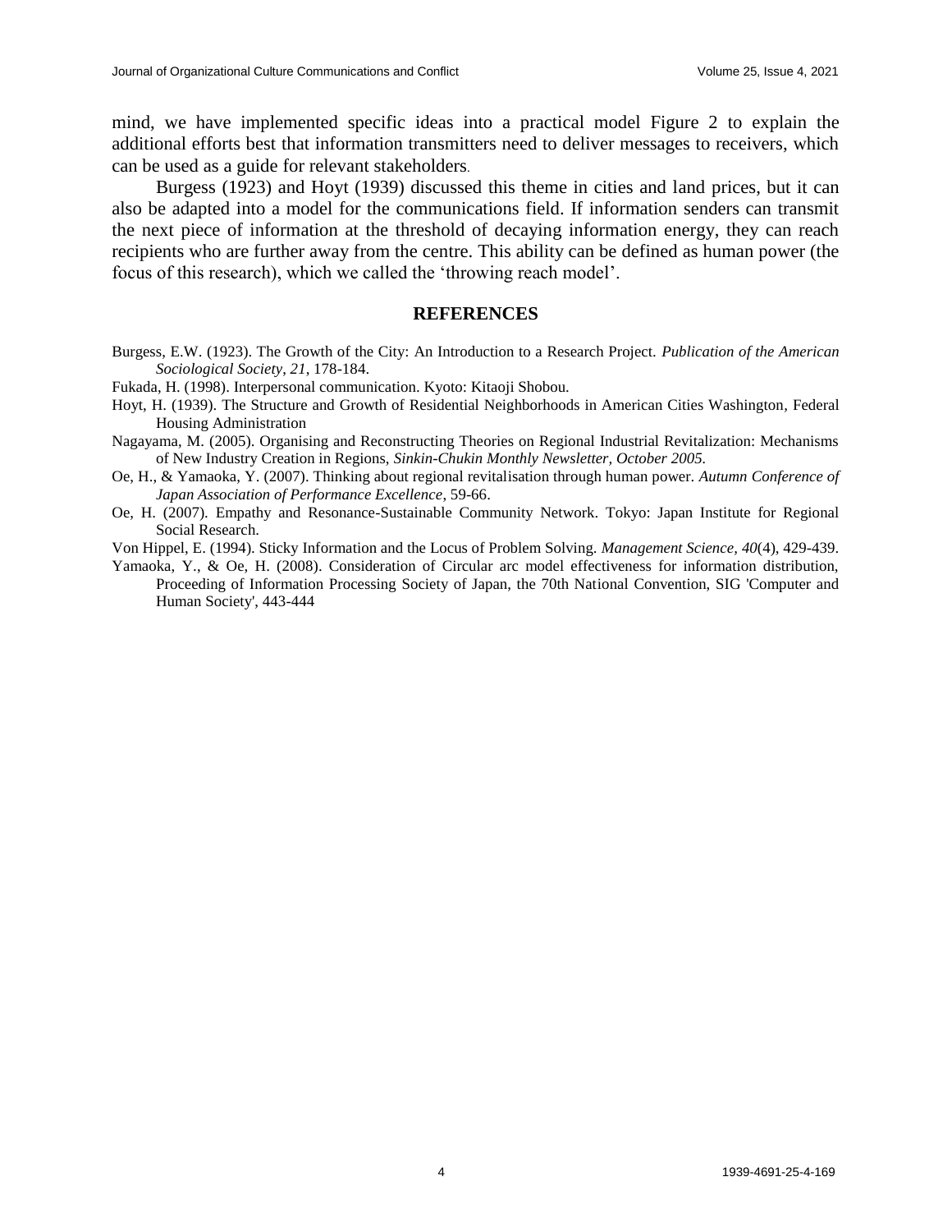mind, we have implemented specific ideas into a practical model Figure 2 to explain the additional efforts best that information transmitters need to deliver messages to receivers, which can be used as a guide for relevant stakeholders.

Burgess (1923) and Hoyt (1939) discussed this theme in cities and land prices, but it can also be adapted into a model for the communications field. If information senders can transmit the next piece of information at the threshold of decaying information energy, they can reach recipients who are further away from the centre. This ability can be defined as human power (the focus of this research), which we called the 'throwing reach model'.

## REFERENCES

Burgess, E.W. (1923). The Growth of the City: An Introduction to a Research Project. *Publication of the American Sociological Society*, *21*, 178-184.

Fukada, H. (1998). Interpersonal communication. Kyoto: Kitaoji Shobou.

Hoyt, H. (1939). The Structure and Growth of Residential Neighborhoods in American Cities Washington, Federal Housing Administration

Nagayama, M. (2005). Organising and Reconstructing Theories on Regional Industrial Revitalization: Mechanisms of New Industry Creation in Regions, *Sinkin-Chukin Monthly Newsletter, October 2005.*

Oe, H., & Yamaoka, Y. (2007). Thinking about regional revitalisation through human power. *Autumn Conference of Japan Association of Performance Excellence*, 59-66.

Oe, H. (2007). Empathy and Resonance-Sustainable Community Network. Tokyo: Japan Institute for Regional Social Research.

Von Hippel, E. (1994). Sticky Information and the Locus of Problem Solving. *Management Science*, *40*(4), 429-439.

Yamaoka, Y., & Oe, H. (2008). Consideration of Circular arc model effectiveness for information distribution, Proceeding of Information Processing Society of Japan, the 70th National Convention, SIG 'Computer and Human Society', 443-444